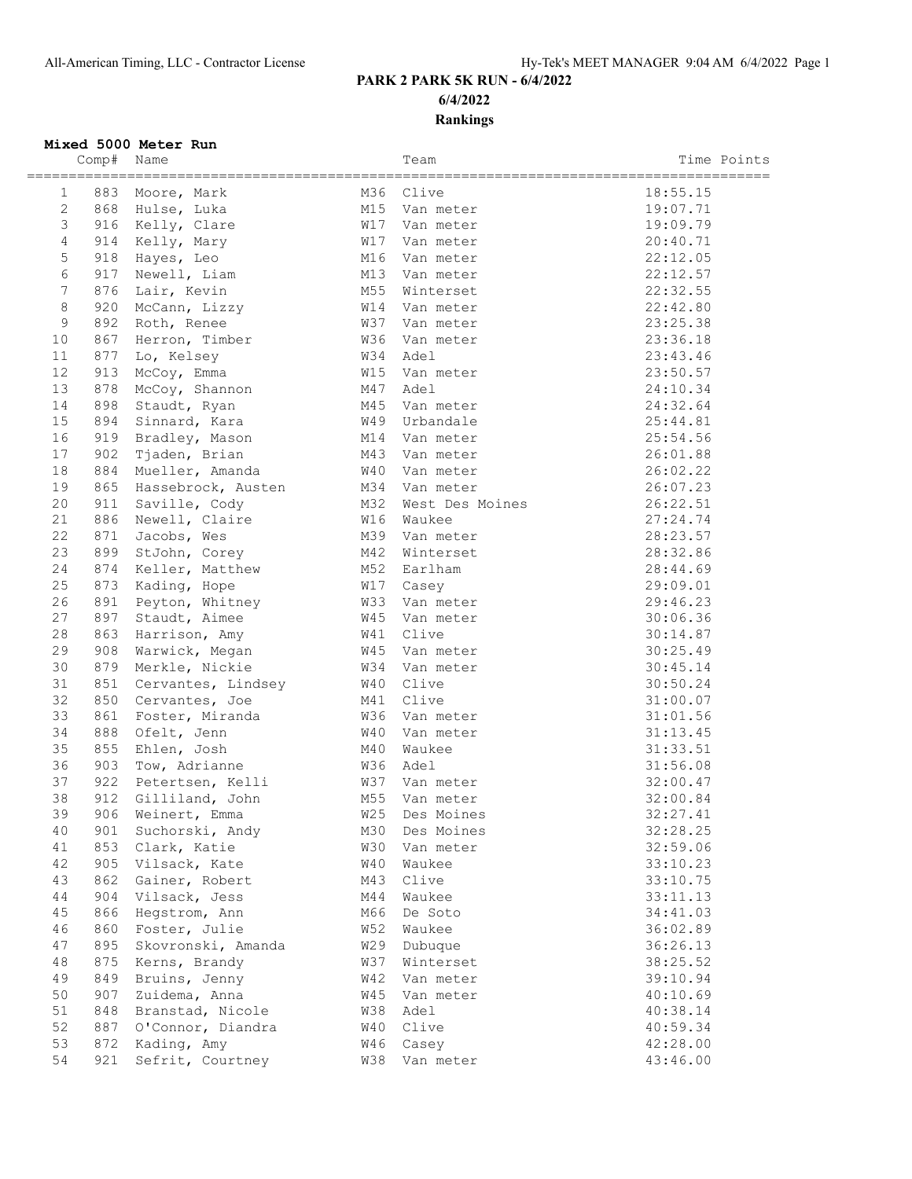# PARK 2 PARK 5K RUN - 6/4/2022

**6/4/2022**

**Rankings**

### Mixed 5000 Meter Run

| | Comp# | Name | | Team | Time | Points |
|---|---|---|---|---|---|---|
| 1 | 883 | Moore, Mark | M36 | Clive | 18:55.15 | |
| 2 | 868 | Hulse, Luka | M15 | Van meter | 19:07.71 | |
| 3 | 916 | Kelly, Clare | W17 | Van meter | 19:09.79 | |
| 4 | 914 | Kelly, Mary | W17 | Van meter | 20:40.71 | |
| 5 | 918 | Hayes, Leo | M16 | Van meter | 22:12.05 | |
| 6 | 917 | Newell, Liam | M13 | Van meter | 22:12.57 | |
| 7 | 876 | Lair, Kevin | M55 | Winterset | 22:32.55 | |
| 8 | 920 | McCann, Lizzy | W14 | Van meter | 22:42.80 | |
| 9 | 892 | Roth, Renee | W37 | Van meter | 23:25.38 | |
| 10 | 867 | Herron, Timber | W36 | Van meter | 23:36.18 | |
| 11 | 877 | Lo, Kelsey | W34 | Adel | 23:43.46 | |
| 12 | 913 | McCoy, Emma | W15 | Van meter | 23:50.57 | |
| 13 | 878 | McCoy, Shannon | M47 | Adel | 24:10.34 | |
| 14 | 898 | Staudt, Ryan | M45 | Van meter | 24:32.64 | |
| 15 | 894 | Sinnard, Kara | W49 | Urbandale | 25:44.81 | |
| 16 | 919 | Bradley, Mason | M14 | Van meter | 25:54.56 | |
| 17 | 902 | Tjaden, Brian | M43 | Van meter | 26:01.88 | |
| 18 | 884 | Mueller, Amanda | W40 | Van meter | 26:02.22 | |
| 19 | 865 | Hassebrock, Austen | M34 | Van meter | 26:07.23 | |
| 20 | 911 | Saville, Cody | M32 | West Des Moines | 26:22.51 | |
| 21 | 886 | Newell, Claire | W16 | Waukee | 27:24.74 | |
| 22 | 871 | Jacobs, Wes | M39 | Van meter | 28:23.57 | |
| 23 | 899 | StJohn, Corey | M42 | Winterset | 28:32.86 | |
| 24 | 874 | Keller, Matthew | M52 | Earlham | 28:44.69 | |
| 25 | 873 | Kading, Hope | W17 | Casey | 29:09.01 | |
| 26 | 891 | Peyton, Whitney | W33 | Van meter | 29:46.23 | |
| 27 | 897 | Staudt, Aimee | W45 | Van meter | 30:06.36 | |
| 28 | 863 | Harrison, Amy | W41 | Clive | 30:14.87 | |
| 29 | 908 | Warwick, Megan | W45 | Van meter | 30:25.49 | |
| 30 | 879 | Merkle, Nickie | W34 | Van meter | 30:45.14 | |
| 31 | 851 | Cervantes, Lindsey | W40 | Clive | 30:50.24 | |
| 32 | 850 | Cervantes, Joe | M41 | Clive | 31:00.07 | |
| 33 | 861 | Foster, Miranda | W36 | Van meter | 31:01.56 | |
| 34 | 888 | Ofelt, Jenn | W40 | Van meter | 31:13.45 | |
| 35 | 855 | Ehlen, Josh | M40 | Waukee | 31:33.51 | |
| 36 | 903 | Tow, Adrianne | W36 | Adel | 31:56.08 | |
| 37 | 922 | Petertsen, Kelli | W37 | Van meter | 32:00.47 | |
| 38 | 912 | Gilliland, John | M55 | Van meter | 32:00.84 | |
| 39 | 906 | Weinert, Emma | W25 | Des Moines | 32:27.41 | |
| 40 | 901 | Suchorski, Andy | M30 | Des Moines | 32:28.25 | |
| 41 | 853 | Clark, Katie | W30 | Van meter | 32:59.06 | |
| 42 | 905 | Vilsack, Kate | W40 | Waukee | 33:10.23 | |
| 43 | 862 | Gainer, Robert | M43 | Clive | 33:10.75 | |
| 44 | 904 | Vilsack, Jess | M44 | Waukee | 33:11.13 | |
| 45 | 866 | Hegstrom, Ann | M66 | De Soto | 34:41.03 | |
| 46 | 860 | Foster, Julie | W52 | Waukee | 36:02.89 | |
| 47 | 895 | Skovronski, Amanda | W29 | Dubuque | 36:26.13 | |
| 48 | 875 | Kerns, Brandy | W37 | Winterset | 38:25.52 | |
| 49 | 849 | Bruins, Jenny | W42 | Van meter | 39:10.94 | |
| 50 | 907 | Zuidema, Anna | W45 | Van meter | 40:10.69 | |
| 51 | 848 | Branstad, Nicole | W38 | Adel | 40:38.14 | |
| 52 | 887 | O'Connor, Diandra | W40 | Clive | 40:59.34 | |
| 53 | 872 | Kading, Amy | W46 | Casey | 42:28.00 | |
| 54 | 921 | Sefrit, Courtney | W38 | Van meter | 43:46.00 | |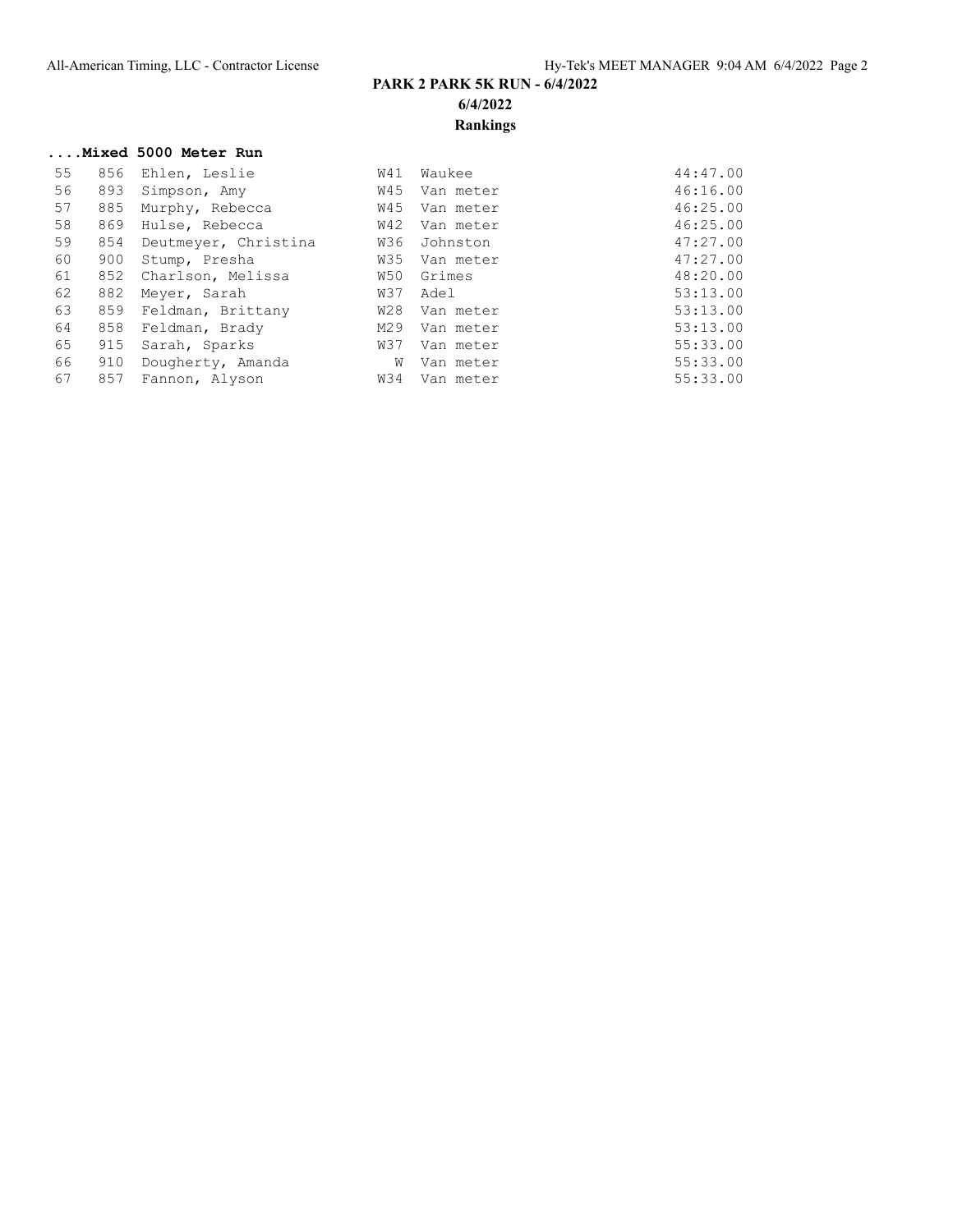## PARK 2 PARK 5K RUN - 6/4/2022

### 6/4/2022

### Rankings

**....Mixed 5000 Meter Run**

| | | | | | |
|---|---|---|---|---|---|
| 55 | 856 | Ehlen, Leslie | W41 | Waukee | 44:47.00 |
| 56 | 893 | Simpson, Amy | W45 | Van meter | 46:16.00 |
| 57 | 885 | Murphy, Rebecca | W45 | Van meter | 46:25.00 |
| 58 | 869 | Hulse, Rebecca | W42 | Van meter | 46:25.00 |
| 59 | 854 | Deutmeyer, Christina | W36 | Johnston | 47:27.00 |
| 60 | 900 | Stump, Presha | W35 | Van meter | 47:27.00 |
| 61 | 852 | Charlson, Melissa | W50 | Grimes | 48:20.00 |
| 62 | 882 | Meyer, Sarah | W37 | Adel | 53:13.00 |
| 63 | 859 | Feldman, Brittany | W28 | Van meter | 53:13.00 |
| 64 | 858 | Feldman, Brady | M29 | Van meter | 53:13.00 |
| 65 | 915 | Sarah, Sparks | W37 | Van meter | 55:33.00 |
| 66 | 910 | Dougherty, Amanda | W | Van meter | 55:33.00 |
| 67 | 857 | Fannon, Alyson | W34 | Van meter | 55:33.00 |